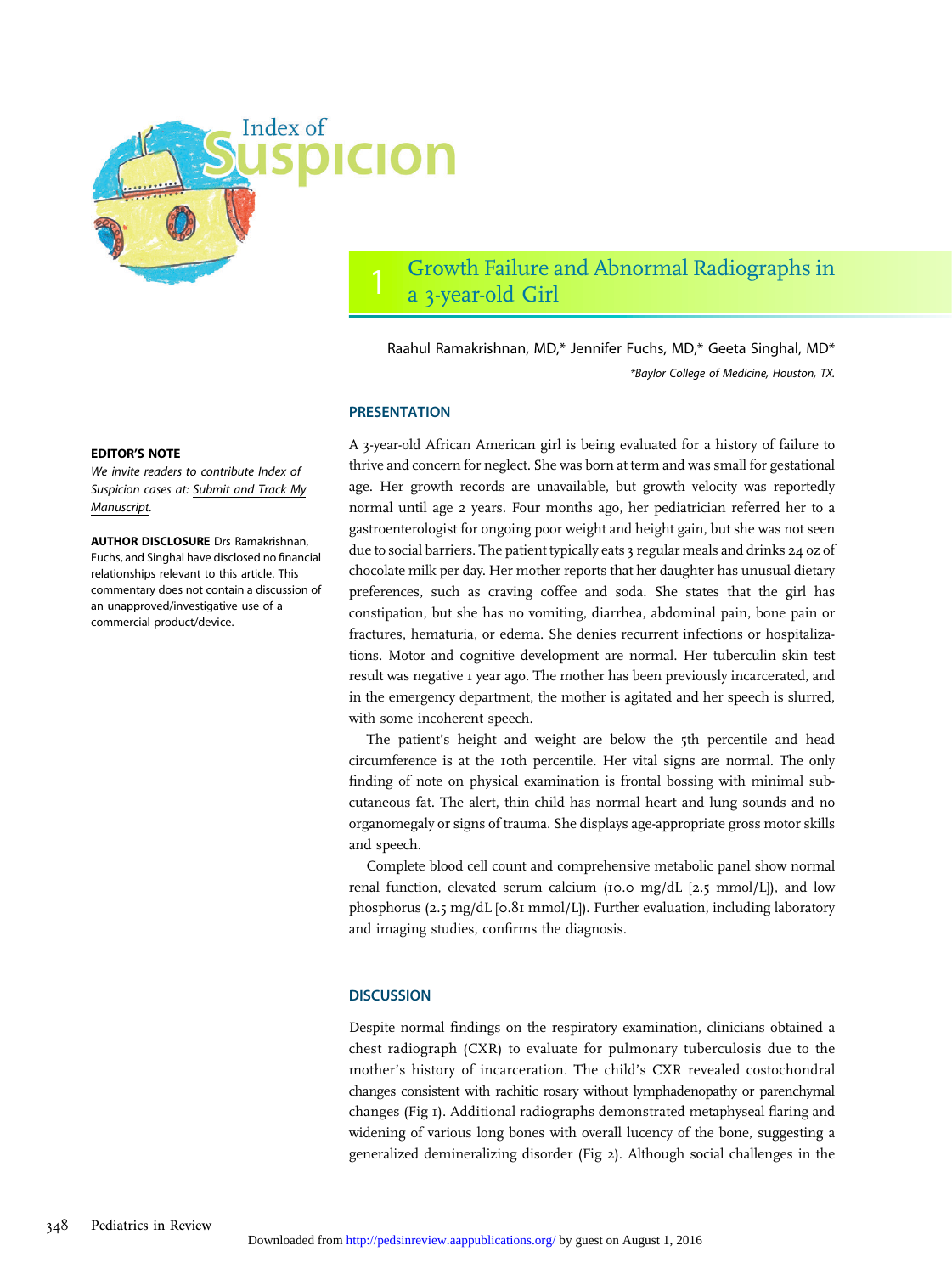# Index of Suspicion

## 1 Growth Failure and Abnormal Radiographs in a 3-year-old Girl

Raahul Ramakrishnan, MD,* Jennifer Fuchs, MD,* Geeta Singhal, MD*

*Baylor College of Medicine, Houston, TX.

**EDITOR'S NOTE**

*We invite readers to contribute Index of Suspicion cases at: Submit and Track My Manuscript.*

**AUTHOR DISCLOSURE** Drs Ramakrishnan, Fuchs, and Singhal have disclosed no financial relationships relevant to this article. This commentary does not contain a discussion of an unapproved/investigative use of a commercial product/device.

### PRESENTATION

A 3-year-old African American girl is being evaluated for a history of failure to thrive and concern for neglect. She was born at term and was small for gestational age. Her growth records are unavailable, but growth velocity was reportedly normal until age 2 years. Four months ago, her pediatrician referred her to a gastroenterologist for ongoing poor weight and height gain, but she was not seen due to social barriers. The patient typically eats 3 regular meals and drinks 24 oz of chocolate milk per day. Her mother reports that her daughter has unusual dietary preferences, such as craving coffee and soda. She states that the girl has constipation, but she has no vomiting, diarrhea, abdominal pain, bone pain or fractures, hematuria, or edema. She denies recurrent infections or hospitalizations. Motor and cognitive development are normal. Her tuberculin skin test result was negative 1 year ago. The mother has been previously incarcerated, and in the emergency department, the mother is agitated and her speech is slurred, with some incoherent speech.

The patient's height and weight are below the 5th percentile and head circumference is at the 10th percentile. Her vital signs are normal. The only finding of note on physical examination is frontal bossing with minimal subcutaneous fat. The alert, thin child has normal heart and lung sounds and no organomegaly or signs of trauma. She displays age-appropriate gross motor skills and speech.

Complete blood cell count and comprehensive metabolic panel show normal renal function, elevated serum calcium (10.0 mg/dL [2.5 mmol/L]), and low phosphorus (2.5 mg/dL [0.81 mmol/L]). Further evaluation, including laboratory and imaging studies, confirms the diagnosis.

### DISCUSSION

Despite normal findings on the respiratory examination, clinicians obtained a chest radiograph (CXR) to evaluate for pulmonary tuberculosis due to the mother's history of incarceration. The child's CXR revealed costochondral changes consistent with rachitic rosary without lymphadenopathy or parenchymal changes (Fig 1). Additional radiographs demonstrated metaphyseal flaring and widening of various long bones with overall lucency of the bone, suggesting a generalized demineralizing disorder (Fig 2). Although social challenges in the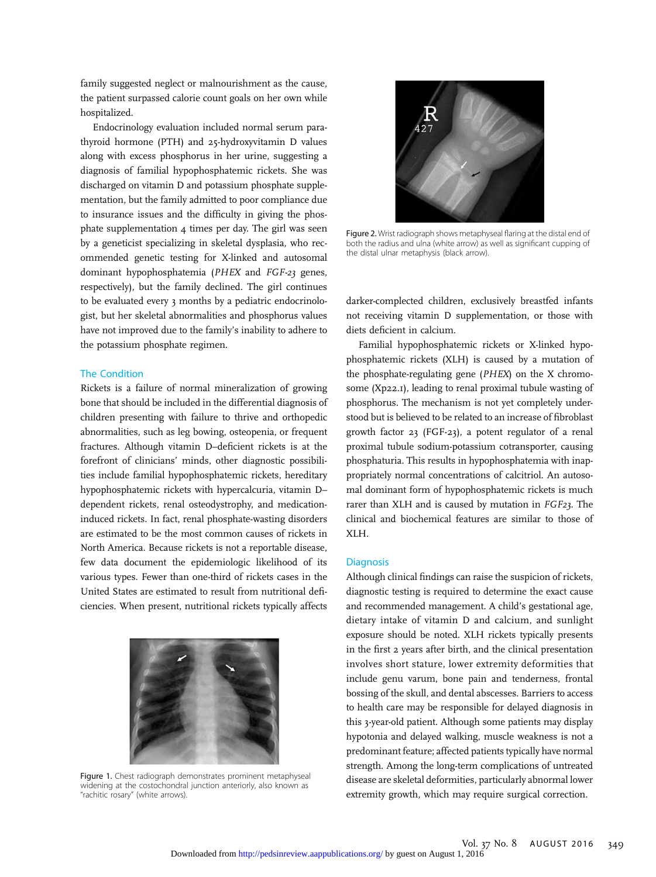family suggested neglect or malnourishment as the cause, the patient surpassed calorie count goals on her own while hospitalized.

Endocrinology evaluation included normal serum parathyroid hormone (PTH) and 25-hydroxyvitamin D values along with excess phosphorus in her urine, suggesting a diagnosis of familial hypophosphatemic rickets. She was discharged on vitamin D and potassium phosphate supplementation, but the family admitted to poor compliance due to insurance issues and the difficulty in giving the phosphate supplementation 4 times per day. The girl was seen by a geneticist specializing in skeletal dysplasia, who recommended genetic testing for X-linked and autosomal dominant hypophosphatemia (*PHEX* and *FGF-23* genes, respectively), but the family declined. The girl continues to be evaluated every 3 months by a pediatric endocrinologist, but her skeletal abnormalities and phosphorus values have not improved due to the family's inability to adhere to the potassium phosphate regimen.

## The Condition

Rickets is a failure of normal mineralization of growing bone that should be included in the differential diagnosis of children presenting with failure to thrive and orthopedic abnormalities, such as leg bowing, osteopenia, or frequent fractures. Although vitamin D–deficient rickets is at the forefront of clinicians' minds, other diagnostic possibilities include familial hypophosphatemic rickets, hereditary hypophosphatemic rickets with hypercalcuria, vitamin D–dependent rickets, renal osteodystrophy, and medication-induced rickets. In fact, renal phosphate-wasting disorders are estimated to be the most common causes of rickets in North America. Because rickets is not a reportable disease, few data document the epidemiologic likelihood of its various types. Fewer than one-third of rickets cases in the United States are estimated to result from nutritional deficiencies. When present, nutritional rickets typically affects darker-complected children, exclusively breastfed infants not receiving vitamin D supplementation, or those with diets deficient in calcium.

Figure 1. Chest radiograph demonstrates prominent metaphyseal widening at the costochondral junction anteriorly, also known as "rachitic rosary" (white arrows).

Figure 2. Wrist radiograph shows metaphyseal flaring at the distal end of both the radius and ulna (white arrow) as well as significant cupping of the distal ulnar metaphysis (black arrow).

Familial hypophosphatemic rickets or X-linked hypophosphatemic rickets (XLH) is caused by a mutation of the phosphate-regulating gene (*PHEX*) on the X chromosome (Xp22.1), leading to renal proximal tubule wasting of phosphorus. The mechanism is not yet completely understood but is believed to be related to an increase of fibroblast growth factor 23 (FGF-23), a potent regulator of a renal proximal tubule sodium-potassium cotransporter, causing phosphaturia. This results in hypophosphatemia with inappropriately normal concentrations of calcitriol. An autosomal dominant form of hypophosphatemic rickets is much rarer than XLH and is caused by mutation in *FGF23*. The clinical and biochemical features are similar to those of XLH.

## Diagnosis

Although clinical findings can raise the suspicion of rickets, diagnostic testing is required to determine the exact cause and recommended management. A child's gestational age, dietary intake of vitamin D and calcium, and sunlight exposure should be noted. XLH rickets typically presents in the first 2 years after birth, and the clinical presentation involves short stature, lower extremity deformities that include genu varum, bone pain and tenderness, frontal bossing of the skull, and dental abscesses. Barriers to access to health care may be responsible for delayed diagnosis in this 3-year-old patient. Although some patients may display hypotonia and delayed walking, muscle weakness is not a predominant feature; affected patients typically have normal strength. Among the long-term complications of untreated disease are skeletal deformities, particularly abnormal lower extremity growth, which may require surgical correction.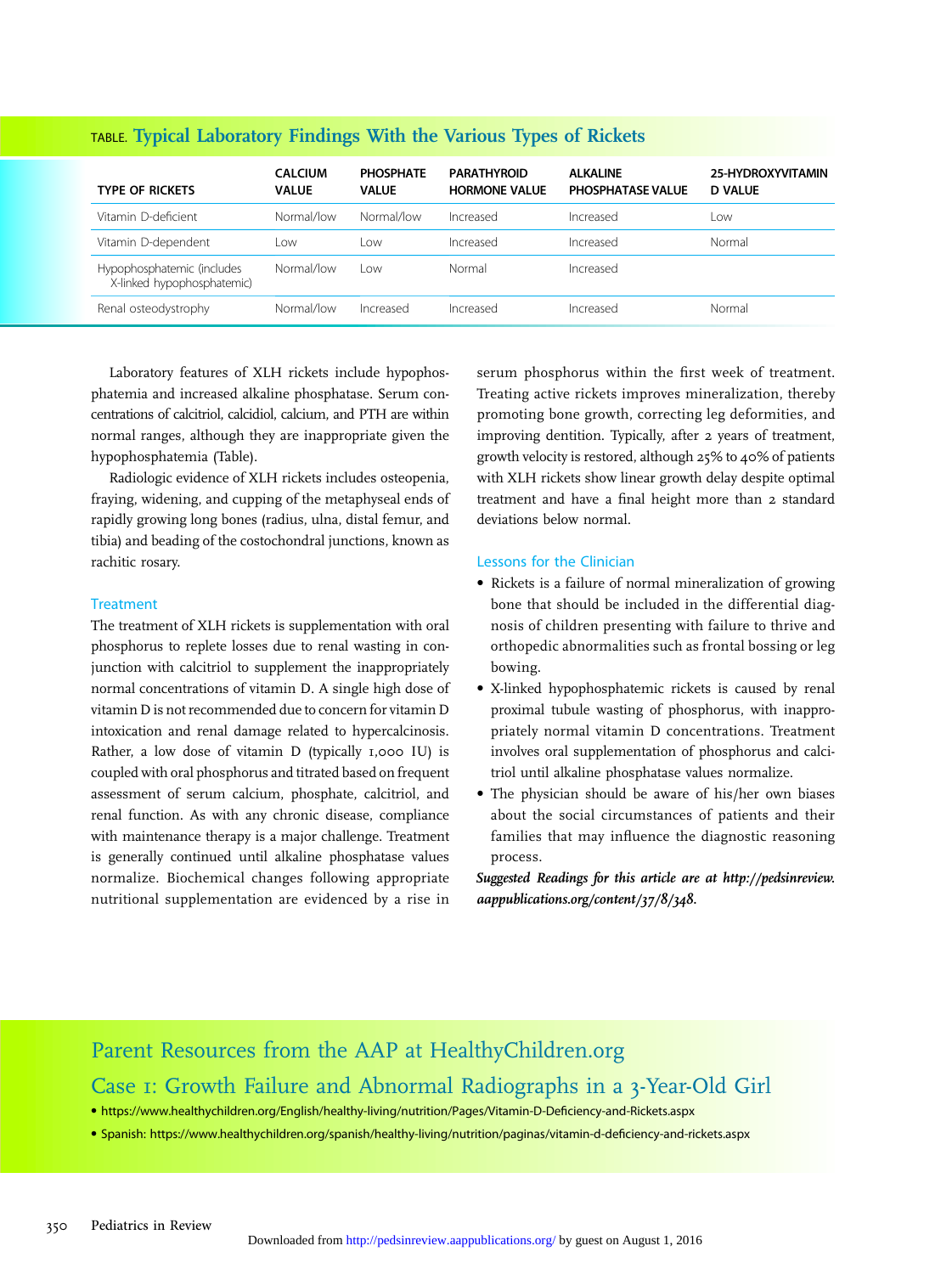**TABLE. Typical Laboratory Findings With the Various Types of Rickets**

| TYPE OF RICKETS | CALCIUM VALUE | PHOSPHATE VALUE | PARATHYROID HORMONE VALUE | ALKALINE PHOSPHATASE VALUE | 25-HYDROXYVITAMIN D VALUE |
|---|---|---|---|---|---|
| Vitamin D-deficient | Normal/low | Normal/low | Increased | Increased | Low |
| Vitamin D-dependent | Low | Low | Increased | Increased | Normal |
| Hypophosphatemic (includes X-linked hypophosphatemic) | Normal/low | Low | Normal | Increased | |
| Renal osteodystrophy | Normal/low | Increased | Increased | Increased | Normal |

Laboratory features of XLH rickets include hypophosphatemia and increased alkaline phosphatase. Serum concentrations of calcitriol, calcidiol, calcium, and PTH are within normal ranges, although they are inappropriate given the hypophosphatemia (Table).

Radiologic evidence of XLH rickets includes osteopenia, fraying, widening, and cupping of the metaphyseal ends of rapidly growing long bones (radius, ulna, distal femur, and tibia) and beading of the costochondral junctions, known as rachitic rosary.

### Treatment

The treatment of XLH rickets is supplementation with oral phosphorus to replete losses due to renal wasting in conjunction with calcitriol to supplement the inappropriately normal concentrations of vitamin D. A single high dose of vitamin D is not recommended due to concern for vitamin D intoxication and renal damage related to hypercalcinosis. Rather, a low dose of vitamin D (typically 1,000 IU) is coupled with oral phosphorus and titrated based on frequent assessment of serum calcium, phosphate, calcitriol, and renal function. As with any chronic disease, compliance with maintenance therapy is a major challenge. Treatment is generally continued until alkaline phosphatase values normalize. Biochemical changes following appropriate nutritional supplementation are evidenced by a rise in serum phosphorus within the first week of treatment. Treating active rickets improves mineralization, thereby promoting bone growth, correcting leg deformities, and improving dentition. Typically, after 2 years of treatment, growth velocity is restored, although 25% to 40% of patients with XLH rickets show linear growth delay despite optimal treatment and have a final height more than 2 standard deviations below normal.

### Lessons for the Clinician

- Rickets is a failure of normal mineralization of growing bone that should be included in the differential diagnosis of children presenting with failure to thrive and orthopedic abnormalities such as frontal bossing or leg bowing.
- X-linked hypophosphatemic rickets is caused by renal proximal tubule wasting of phosphorus, with inappropriately normal vitamin D concentrations. Treatment involves oral supplementation of phosphorus and calcitriol until alkaline phosphatase values normalize.
- The physician should be aware of his/her own biases about the social circumstances of patients and their families that may influence the diagnostic reasoning process.

***Suggested Readings for this article are at http://pedsinreview.aappublications.org/content/37/8/348.***

## Parent Resources from the AAP at HealthyChildren.org

## Case 1: Growth Failure and Abnormal Radiographs in a 3-Year-Old Girl

- https://www.healthychildren.org/English/healthy-living/nutrition/Pages/Vitamin-D-Deficiency-and-Rickets.aspx
- Spanish: https://www.healthychildren.org/spanish/healthy-living/nutrition/paginas/vitamin-d-deficiency-and-rickets.aspx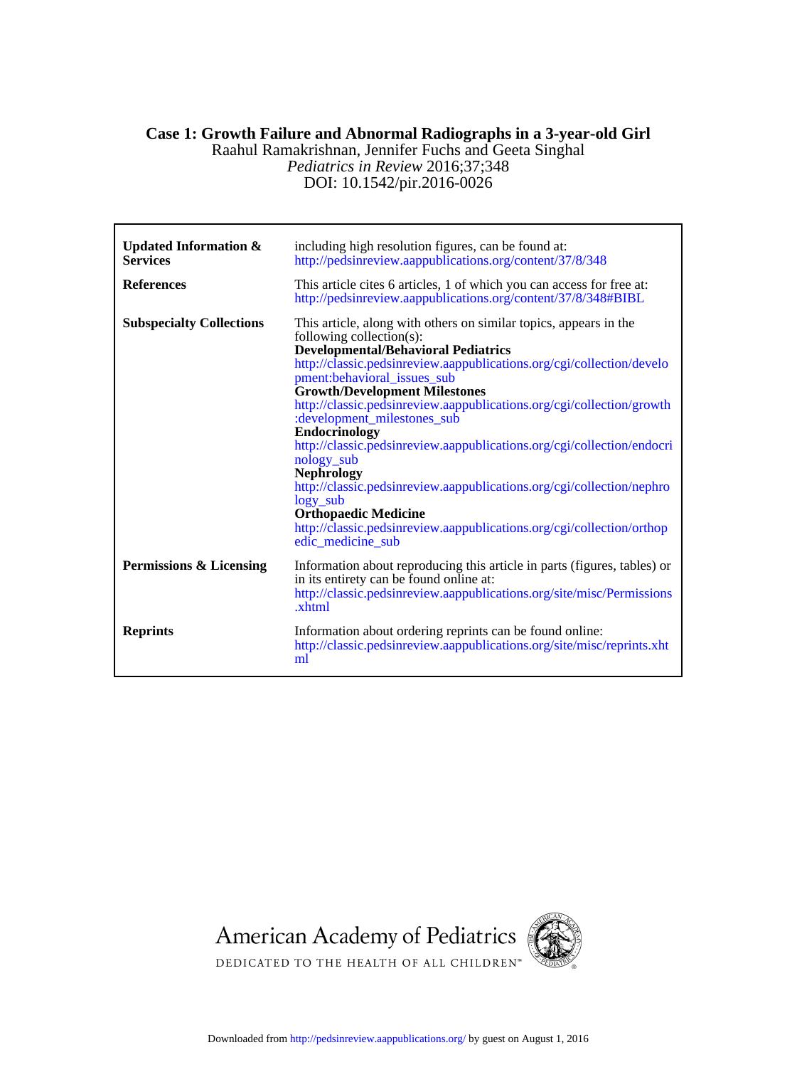# Case 1: Growth Failure and Abnormal Radiographs in a 3-year-old Girl

Raahul Ramakrishnan, Jennifer Fuchs and Geeta Singhal

*Pediatrics in Review* 2016;37;348

DOI: 10.1542/pir.2016-0026

| | |
|---|---|
| **Updated Information & Services** | including high resolution figures, can be found at: http://pedsinreview.aappublications.org/content/37/8/348 |
| **References** | This article cites 6 articles, 1 of which you can access for free at: http://pedsinreview.aappublications.org/content/37/8/348#BIBL |
| **Subspecialty Collections** | This article, along with others on similar topics, appears in the following collection(s): **Developmental/Behavioral Pediatrics** http://classic.pedsinreview.aappublications.org/cgi/collection/development:behavioral_issues_sub **Growth/Development Milestones** http://classic.pedsinreview.aappublications.org/cgi/collection/growth:development_milestones_sub **Endocrinology** http://classic.pedsinreview.aappublications.org/cgi/collection/endocrinology_sub **Nephrology** http://classic.pedsinreview.aappublications.org/cgi/collection/nephrology_sub **Orthopaedic Medicine** http://classic.pedsinreview.aappublications.org/cgi/collection/orthopedic_medicine_sub |
| **Permissions & Licensing** | Information about reproducing this article in parts (figures, tables) or in its entirety can be found online at: http://classic.pedsinreview.aappublications.org/site/misc/Permissions.xhtml |
| **Reprints** | Information about ordering reprints can be found online: http://classic.pedsinreview.aappublications.org/site/misc/reprints.xhtml |

American Academy of Pediatrics

DEDICATED TO THE HEALTH OF ALL CHILDREN™

Downloaded from http://pedsinreview.aappublications.org/ by guest on August 1, 2016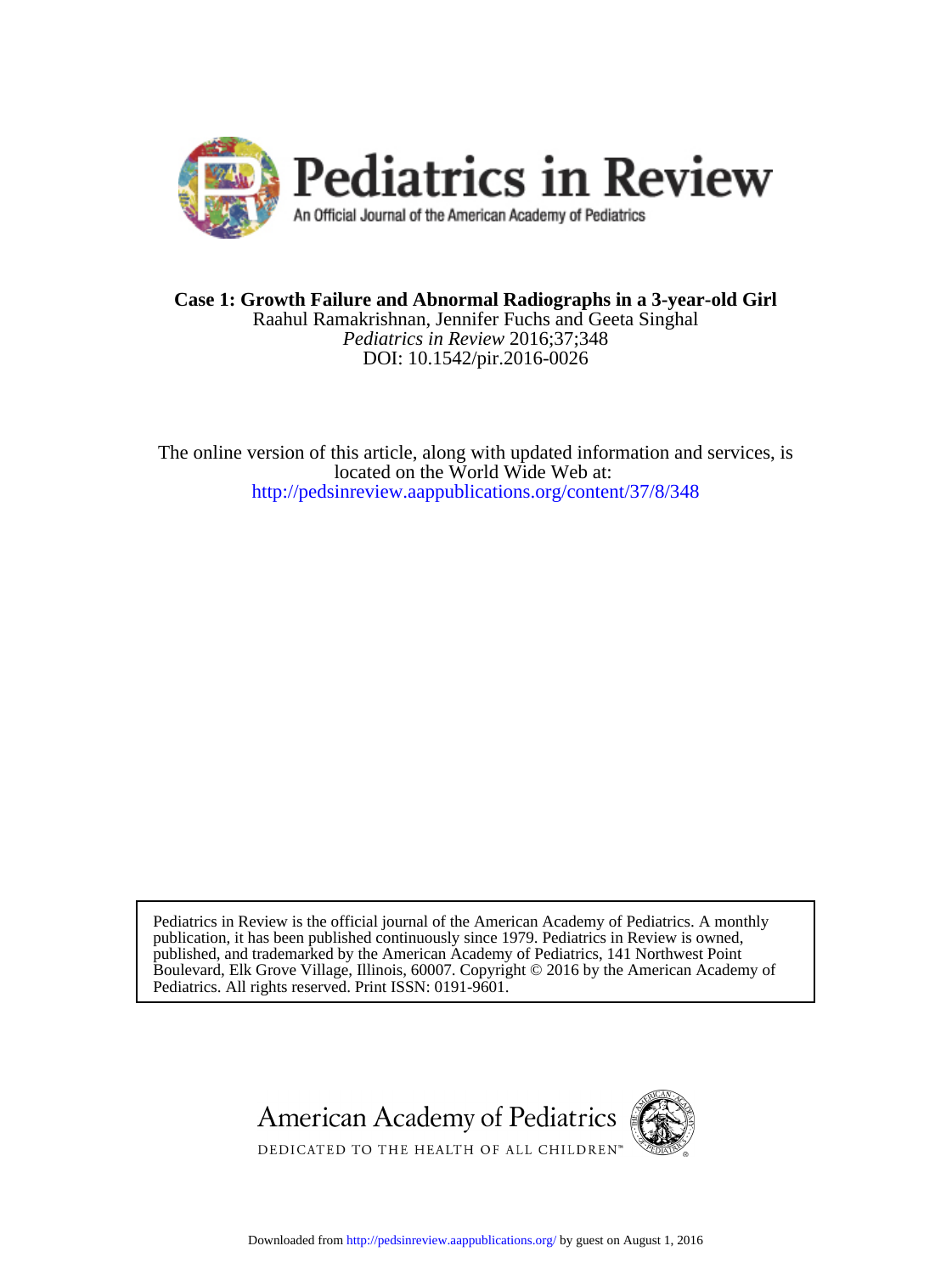# Pediatrics in Review

An Official Journal of the American Academy of Pediatrics

**Case 1: Growth Failure and Abnormal Radiographs in a 3-year-old Girl**

Raahul Ramakrishnan, Jennifer Fuchs and Geeta Singhal

*Pediatrics in Review* 2016;37;348

DOI: 10.1542/pir.2016-0026

The online version of this article, along with updated information and services, is located on the World Wide Web at:

http://pedsinreview.aappublications.org/content/37/8/348

Pediatrics in Review is the official journal of the American Academy of Pediatrics. A monthly publication, it has been published continuously since 1979. Pediatrics in Review is owned, published, and trademarked by the American Academy of Pediatrics, 141 Northwest Point Boulevard, Elk Grove Village, Illinois, 60007. Copyright © 2016 by the American Academy of Pediatrics. All rights reserved. Print ISSN: 0191-9601.

American Academy of Pediatrics

DEDICATED TO THE HEALTH OF ALL CHILDREN™

Downloaded from http://pedsinreview.aappublications.org/ by guest on August 1, 2016